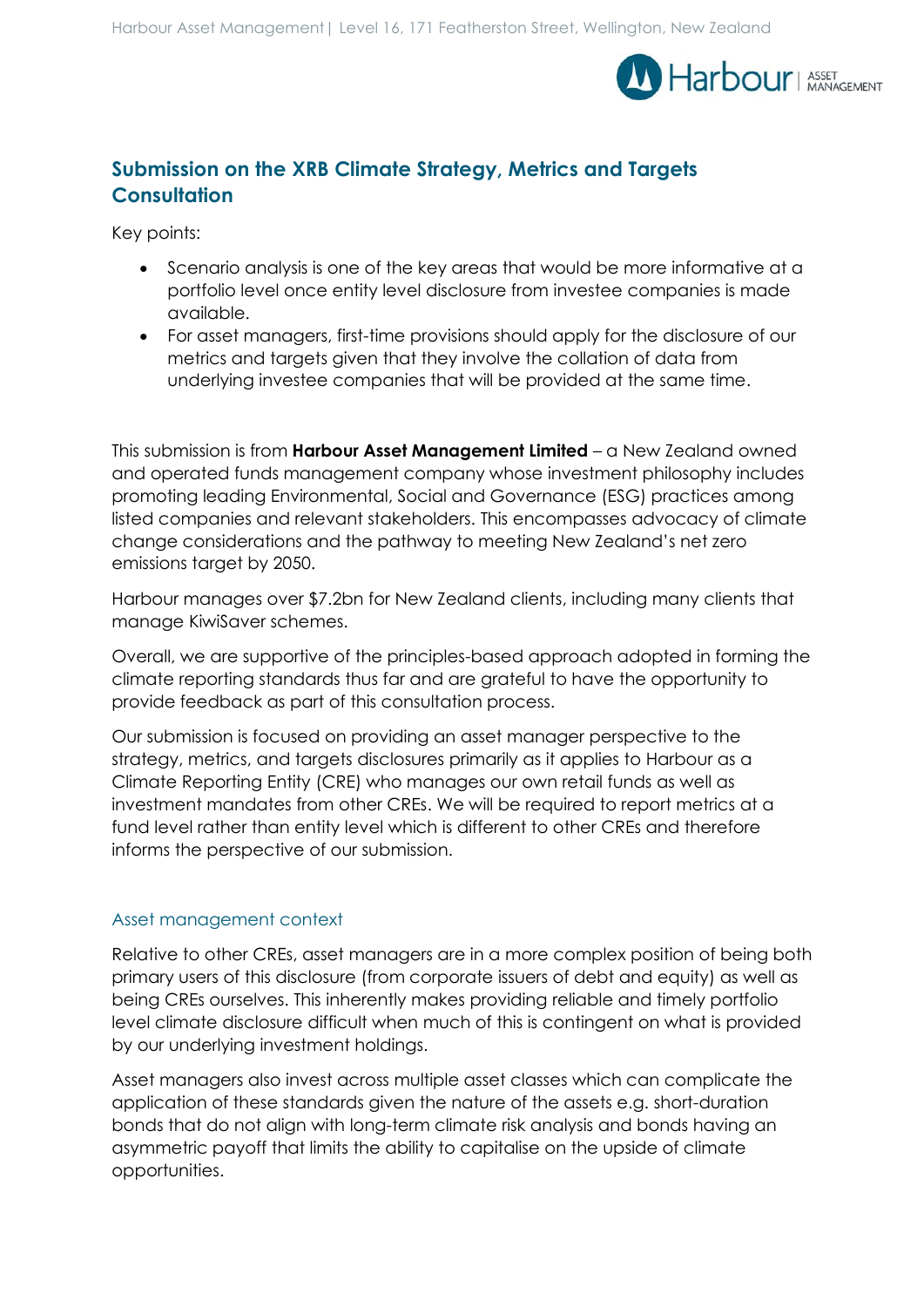## Submission on the XRB Climate Strategy, Metrics and Targets Consultation

Key points:

- Scenario analysis is one of the key areas that would be more informative at a portfolio level once entity level disclosure from investee companies is made available.
- For asset managers, first-time provisions should apply for the disclosure of our metrics and targets given that they involve the collation of data from underlying investee companies that will be provided at the same time.

This submission is from **Harbour Asset Management Limited** – a New Zealand owned and operated funds management company whose investment philosophy includes promoting leading Environmental, Social and Governance (ESG) practices among listed companies and relevant stakeholders. This encompasses advocacy of climate change considerations and the pathway to meeting New Zealand's net zero emissions target by 2050.

Harbour manages over $7.2bn for New Zealand clients, including many clients that manage KiwiSaver schemes.

Overall, we are supportive of the principles-based approach adopted in forming the climate reporting standards thus far and are grateful to have the opportunity to provide feedback as part of this consultation process.

Our submission is focused on providing an asset manager perspective to the strategy, metrics, and targets disclosures primarily as it applies to Harbour as a Climate Reporting Entity (CRE) who manages our own retail funds as well as investment mandates from other CREs. We will be required to report metrics at a fund level rather than entity level which is different to other CREs and therefore informs the perspective of our submission.

### Asset management context

Relative to other CREs, asset managers are in a more complex position of being both primary users of this disclosure (from corporate issuers of debt and equity) as well as being CREs ourselves. This inherently makes providing reliable and timely portfolio level climate disclosure difficult when much of this is contingent on what is provided by our underlying investment holdings.

Asset managers also invest across multiple asset classes which can complicate the application of these standards given the nature of the assets e.g. short-duration bonds that do not align with long-term climate risk analysis and bonds having an asymmetric payoff that limits the ability to capitalise on the upside of climate opportunities.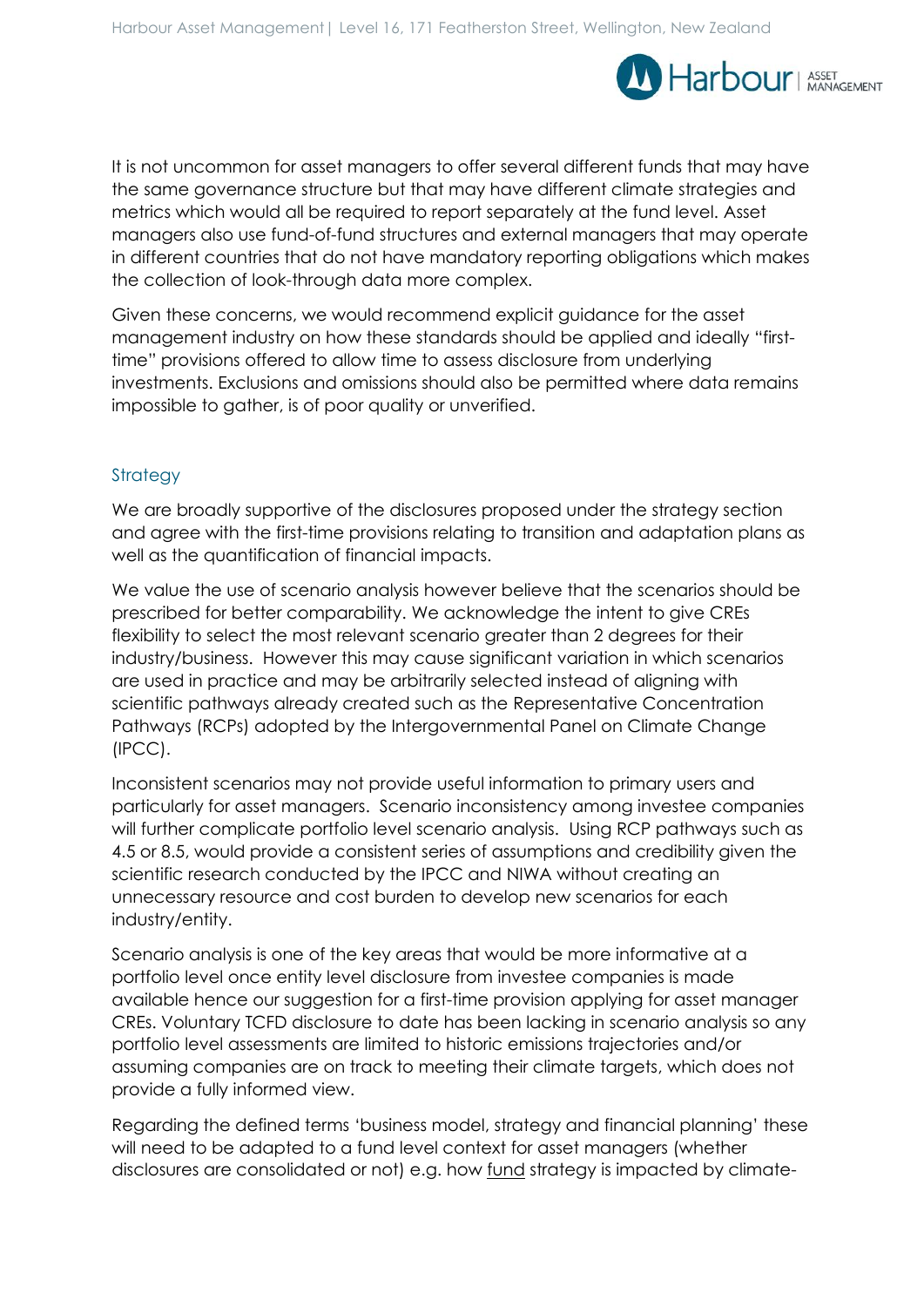It is not uncommon for asset managers to offer several different funds that may have the same governance structure but that may have different climate strategies and metrics which would all be required to report separately at the fund level. Asset managers also use fund-of-fund structures and external managers that may operate in different countries that do not have mandatory reporting obligations which makes the collection of look-through data more complex.

Given these concerns, we would recommend explicit guidance for the asset management industry on how these standards should be applied and ideally "first-time" provisions offered to allow time to assess disclosure from underlying investments. Exclusions and omissions should also be permitted where data remains impossible to gather, is of poor quality or unverified.

## Strategy

We are broadly supportive of the disclosures proposed under the strategy section and agree with the first-time provisions relating to transition and adaptation plans as well as the quantification of financial impacts.

We value the use of scenario analysis however believe that the scenarios should be prescribed for better comparability. We acknowledge the intent to give CREs flexibility to select the most relevant scenario greater than 2 degrees for their industry/business. However this may cause significant variation in which scenarios are used in practice and may be arbitrarily selected instead of aligning with scientific pathways already created such as the Representative Concentration Pathways (RCPs) adopted by the Intergovernmental Panel on Climate Change (IPCC).

Inconsistent scenarios may not provide useful information to primary users and particularly for asset managers. Scenario inconsistency among investee companies will further complicate portfolio level scenario analysis. Using RCP pathways such as 4.5 or 8.5, would provide a consistent series of assumptions and credibility given the scientific research conducted by the IPCC and NIWA without creating an unnecessary resource and cost burden to develop new scenarios for each industry/entity.

Scenario analysis is one of the key areas that would be more informative at a portfolio level once entity level disclosure from investee companies is made available hence our suggestion for a first-time provision applying for asset manager CREs. Voluntary TCFD disclosure to date has been lacking in scenario analysis so any portfolio level assessments are limited to historic emissions trajectories and/or assuming companies are on track to meeting their climate targets, which does not provide a fully informed view.

Regarding the defined terms 'business model, strategy and financial planning' these will need to be adapted to a fund level context for asset managers (whether disclosures are consolidated or not) e.g. how <u>fund</u> strategy is impacted by climate-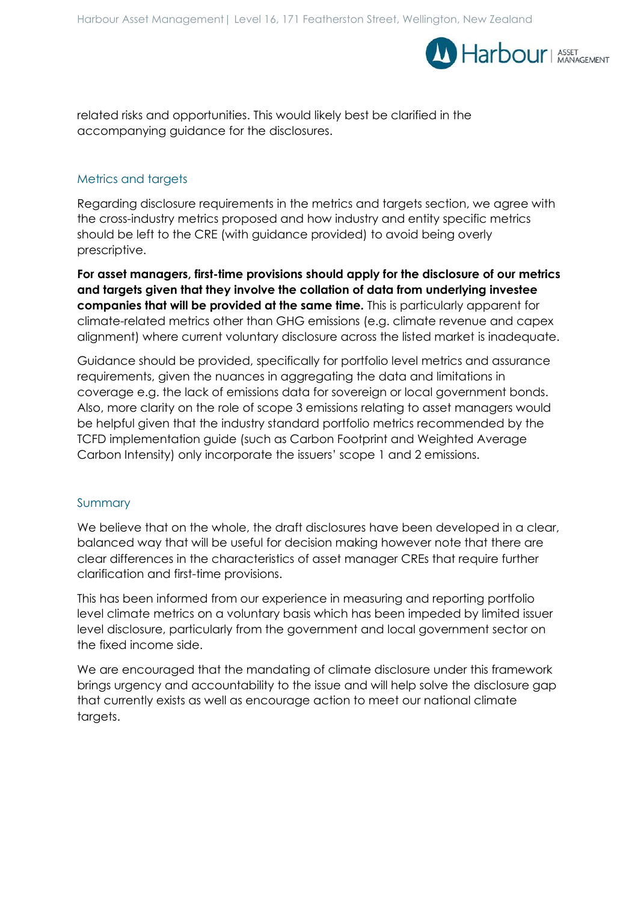related risks and opportunities. This would likely best be clarified in the accompanying guidance for the disclosures.

## Metrics and targets

Regarding disclosure requirements in the metrics and targets section, we agree with the cross-industry metrics proposed and how industry and entity specific metrics should be left to the CRE (with guidance provided) to avoid being overly prescriptive.

**For asset managers, first-time provisions should apply for the disclosure of our metrics and targets given that they involve the collation of data from underlying investee companies that will be provided at the same time.** This is particularly apparent for climate-related metrics other than GHG emissions (e.g. climate revenue and capex alignment) where current voluntary disclosure across the listed market is inadequate.

Guidance should be provided, specifically for portfolio level metrics and assurance requirements, given the nuances in aggregating the data and limitations in coverage e.g. the lack of emissions data for sovereign or local government bonds. Also, more clarity on the role of scope 3 emissions relating to asset managers would be helpful given that the industry standard portfolio metrics recommended by the TCFD implementation guide (such as Carbon Footprint and Weighted Average Carbon Intensity) only incorporate the issuers' scope 1 and 2 emissions.

## Summary

We believe that on the whole, the draft disclosures have been developed in a clear, balanced way that will be useful for decision making however note that there are clear differences in the characteristics of asset manager CREs that require further clarification and first-time provisions.

This has been informed from our experience in measuring and reporting portfolio level climate metrics on a voluntary basis which has been impeded by limited issuer level disclosure, particularly from the government and local government sector on the fixed income side.

We are encouraged that the mandating of climate disclosure under this framework brings urgency and accountability to the issue and will help solve the disclosure gap that currently exists as well as encourage action to meet our national climate targets.